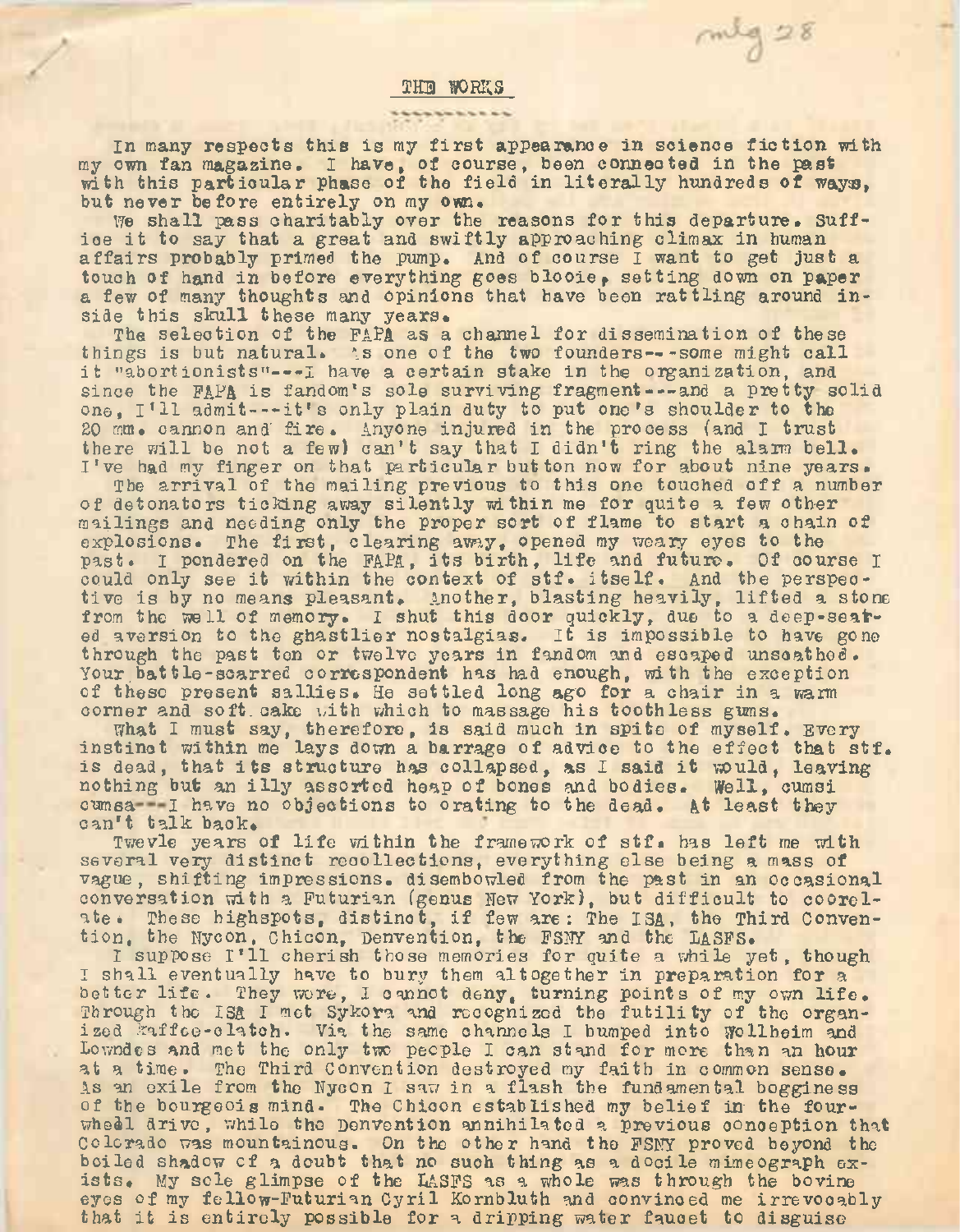# THE WORKS

In many respects this is my first appearance in science fiction with my own fan magazine. I have, of course, been connected in the past with this particular phase of the field in literally hundreds of ways, but never before entirely on my own.

We shall pass charitably over the reasons for this departure. Suffice it to say that a great and swiftly approaching climax in human affairs probably primed the pump. And of course I want to get just a touch of hand in before everything goes blooie, setting down on paper a few of many thoughts and opinions that have been rattling around inside this skull these many years.

The selection of the FAPA as a channel for dissemination of these things is but natural. As one of the two founders---some might call it "abortionists"---I have a certain stake in the organization, and since the FAPA is fandom's sole surviving fragment---and a pretty solid one, I'll admit---it's only plain duty to put one's shoulder to the 20 mm. cannon and fire. Anyone injured in the process (and I trust there will be not a few) can't say that I didn't ring the alarm bell. I've had my finger on that particular button now for about nine years.

The arrival of the mailing previous to this one touched off a number of detonators ticking away silently within me for quite a few other mailings and needing only the proper sort of flame to start a chain of explosions. The first, clearing away, opened my weary eyes to the past. I pondered on the FAPA, its birth, life and future. Of course I could only see it within the context of stf. itself. And the perspective is by no means pleasant. Another, blasting heavily, lifted a stone from the well of memory. I shut this door quickly, due to a deep-seated aversion to the ghastlier nostalgias. It is impossible to have gone through the past ten or twelve years in fandom and escaped unscathed. Your battle-scarred correspondent has had enough, with the exception of these present sallies. He settled long ago for a chair in a warm corner and soft cake with which to massage his toothless gums.

What I must say, therefore, is said much in spite of myself. Every instinct within me lays down a barrage of advice to the effect that stf. is dead, that its structure has collapsed, as I said it would, leaving nothing but an illy assorted heap of bones and bodies. Well, cumsi cumsa---I have no objections to orating to the dead. At least they can't talk back.

Twevle years of life within the framework of stf. has left me with several very distinct recollections, everything else being a mass of vague, shifting impressions. disembowled from the past in an occasional conversation with a Futurian (genus New York), but difficult to coorelate. These highspots, distinct, if few are: The ISA, the Third Convention, the Nycon, Chicon, Denvention, the FSNY and the LASFS.

I suppose I'll cherish those memories for quite a while yet, though I shall eventually have to bury them altogether in preparation for a better life. They were, I cannot deny, turning points of my own life. Through the ISA I met Sykora and recognized the futility of the organized Kaffee-clatch. Via the same channels I bumped into Wollheim and Lowndes and met the only two people I can stand for more than an hour at a time. The Third Convention destroyed my faith in common sense. As an exile from the Nycon I saw in a flash the fundamental bogginess of the bourgeois mind. The Chicon established my belief in the four-wheel drive, while the Denvention annihilated a previous conception that Colorado was mountainous. On the other hand the FSNY proved beyond the boiled shadow of a doubt that no such thing as a docile mimeograph exists. My sole glimpse of the LASFS as a whole was through the bovine eyes of my fellow-Futurian Cyril Kornbluth and convinced me irrevocably that it is entirely possible for a dripping water faucet to disguise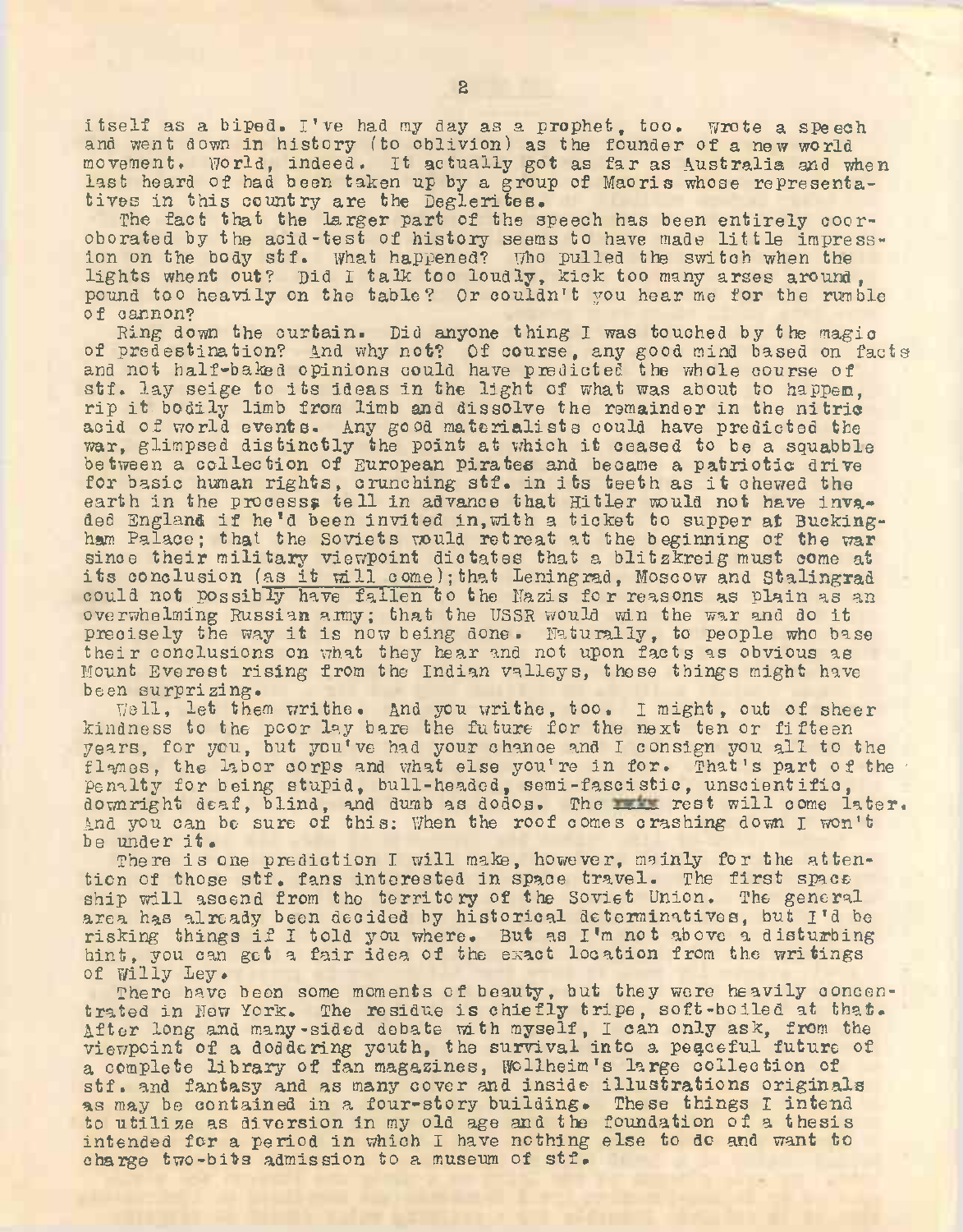itself as a biped. I've had my day as a prophet, too. Wrote a speech and went down in history (to oblivion) as the founder of a new world movement. World, indeed. It actually got as far as Australia and when last heard of had been taken up by a group of Maoris whose representatives in this country are the Deglerites.

The fact that the larger part of the speech has been entirely coorroborated by the acid-test of history seems to have made little impression on the body stf. What happened? Who pulled the switch when the lights whent out? Did I talk too loudly, kick too many arses around, pound too heavily on the table? Or couldn't you hear me for the rumble of cannon?

Ring down the curtain. Did anyone thing I was touched by the magic of predestination? And why not? Of course, any good mind based on facts and not half-baked opinions could have predicted the whole course of stf. lay seige to its ideas in the light of what was about to happen, rip it bodily limb from limb and dissolve the remainder in the nitric acid of world events. Any good materialists could have predicted the war, glimpsed distinctly the point at which it ceased to be a squabble between a collection of European pirates and became a patriotic drive for basic human rights, crunching stf. in its teeth as it chewed the earth in the process; tell in advance that Hitler would not have invaded England if he'd been invited in, with a ticket to supper at Buckingham Palace; that the Soviets would retreat at the beginning of the war since their military viewpoint dictates that a blitzkreig must come at its conclusion (as it will come); that Leningrad, Moscow and Stalingrad could not possibly have fallen to the Nazis for reasons as plain as an overwhelming Russian army; that the USSR would win the war and do it precisely the way it is now being done. Naturally, to people who base their conclusions on what they hear and not upon facts as obvious as Mount Everest rising from the Indian valleys, these things might have been surprizing.

Well, let them writhe. And you writhe, too. I might, out of sheer kindness to the poor lay bare the future for the next ten or fifteen years, for you, but you've had your chance and I consign you all to the flames, the labor corps and what else you're in for. That's part of the penalty for being stupid, bull-headed, semi-fascistic, unscientific, downright deaf, blind, and dumb as dodos. The rest will come later. And you can be sure of this: When the roof comes crashing down I won't be under it.

There is one prediction I will make, however, mainly for the attention of those stf. fans interested in space travel. The first space ship will ascend from the territory of the Soviet Union. The general area has already been decided by historical determinatives, but I'd be risking things if I told you where. But as I'm not above a disturbing hint, you can get a fair idea of the exact location from the writings of Willy Ley.

There have been some moments of beauty, but they were heavily concentrated in New York. The residue is chiefly tripe, soft-boiled at that. After long and many-sided debate with myself, I can only ask, from the viewpoint of a doddering youth, the survival into a peaceful future of a complete library of fan magazines, Wollheim's large collection of stf. and fantasy and as many cover and inside illustrations originals as may be contained in a four-story building. These things I intend to utilize as diversion in my old age and the foundation of a thesis intended for a period in which I have nothing else to do and want to charge two-bits admission to a museum of stf.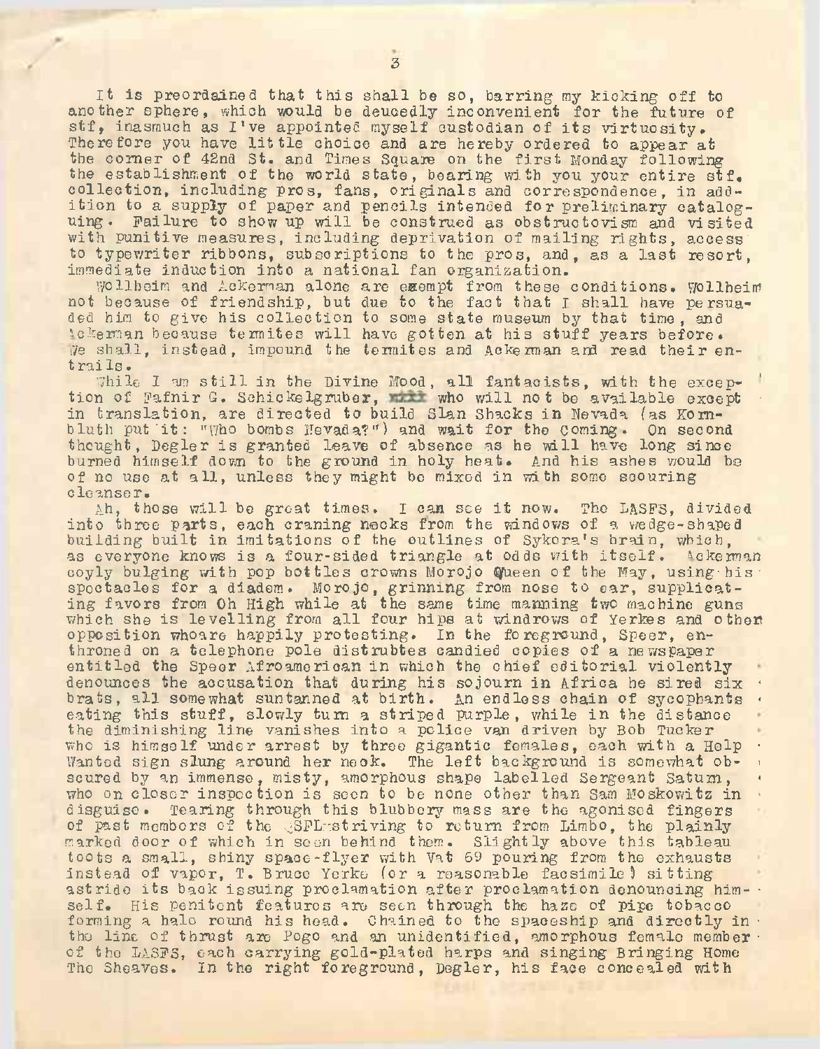It is preordained that this shall be so, barring my kicking off to another sphere, which would be deucedly inconvenient for the future of stf, inasmuch as I've appointed myself custodian of its virtuosity. Therefore you have little choice and are hereby ordered to appear at the corner of 42nd St. and Times Square on the first Monday following the establishment of the world state, bearing with you your entire stf. collection, including pros, fans, originals and correspondence, in addition to a supply of paper and pencils intended for preliminary cataloguing. Failure to show up will be construed as obstructovism and visited with punitive measures, including deprivation of mailing rights, access to typewriter ribbons, subscriptions to the pros, and, as a last resort, immediate induction into a national fan organization.

Wollheim and Ackerman alone are exempt from these conditions. Wollheim not because of friendship, but due to the fact that I shall have persuaded him to give his collection to some state museum by that time, and Ackerman because termites will have gotten at his stuff years before. We shall, instead, impound the termites and Ackerman and read their entrails.

While I am still in the Divine Mood, all fantacists, with the exception of Fafnir G. Schickelgruber, xxxx who will not be available except in translation, are directed to build Slan Shacks in Nevada (as Kornbluth put it: "Who bombs Nevada?") and wait for the Coming. On second thought, Degler is granted leave of absence as he will have long since burned himself down to the ground in holy heat. And his ashes would be of no use at all, unless they might be mixed in with some scouring cleanser.

Ah, those will be great times. I can see it now. The LASFS, divided into three parts, each craning necks from the windows of a wedge-shaped building built in imitations of the outlines of Sykora's brain, which, as everyone knows is a four-sided triangle at odds with itself. Ackerman coyly bulging with pop bottles crowns Morojo Queen of the May, using his spectacles for a diadem. Morojo, grinning from nose to ear, supplicating favors from Oh High while at the same time manning two machine guns which she is levelling from all four hips at windrows of Yerkes and other opposition whoare happily protesting. In the foreground, Speer, enthroned on a telephone pole distrubtes candied copies of a newspaper entitled the Speer Afroamerican in which the chief editorial violently denounces the accusation that during his sojourn in Africa he sired six brats, all somewhat suntanned at birth. An endless chain of sycophants eating this stuff, slowly turn a striped purple, while in the distance the diminishing line vanishes into a police van driven by Bob Tucker who is himself under arrest by three gigantic females, each with a Help Wanted sign slung around her neck. The left background is somewhat obscured by an immense, misty, amorphous shape labelled Sergeant Saturn, who on closer inspection is seen to be none other than Sam Moskowitz in disguise. Tearing through this blubbery mass are the agonised fingers of past members of the QSFL striving to return from Limbo, the plainly marked door of which in seen behind them. Slightly above this tableau toots a small, shiny space-flyer with Vat 69 pouring from the exhausts instead of vapor, T. Bruce Yerke (or a reasonable facsimile) sitting astride its back issuing proclamation after proclamation denouncing himself. His penitent features are seen through the haze of pipe tobacco forming a halo round his head. Chained to the spaceship and directly in the line of thrust are Pogo and an unidentified, amorphous female member of the LASFS, each carrying gold-plated harps and singing Bringing Home The Sheaves. In the right foreground, Degler, his face concealed with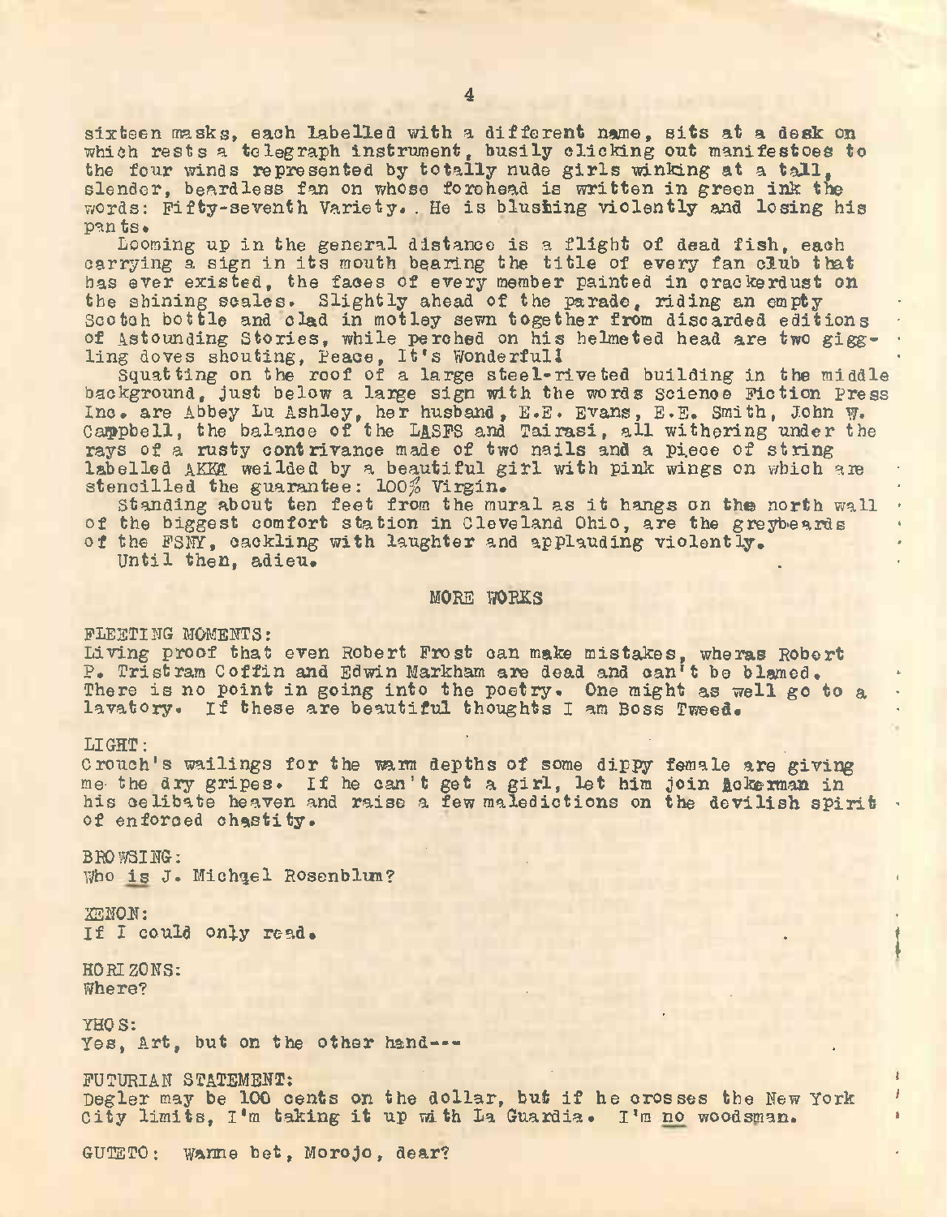sixteen masks, each labelled with a different name, sits at a desk on which rests a telegraph instrument, busily clicking out manifestoes to the four winds represented by totally nude girls winking at a tall, slender, beardless fan on whose forehead is written in green ink the words: Fifty-seventh Variety. He is blushing violently and losing his pants.

Looming up in the general distance is a flight of dead fish, each carrying a sign in its mouth bearing the title of every fan club that has ever existed, the faces of every member painted in crackerdust on the shining scales. Slightly ahead of the parade, riding an empty Scotch bottle and clad in motley sewn together from discarded editions of Astounding Stories, while perched on his helmeted head are two giggling doves shouting, Peace, It's Wonderful!

Squatting on the roof of a large steel-riveted building in the middle background, just below a large sign with the words Science Fiction Press Inc. are Abbey Lu Ashley, her husband, E.E. Evans, E.E. Smith, John W. Campbell, the balance of the LASFS and Tairasi, all withering under the rays of a rusty contrivance made of two nails and a piece of string labelled AKKA weilded by a beautiful girl with pink wings on which are stencilled the guarantee: 100% Virgin.

Standing about ten feet from the mural as it hangs on the north wall of the biggest comfort station in Cleveland Ohio, are the greybeards of the FSNY, cackling with laughter and applauding violently.

Until then, adieu.

## MORE WORKS

FLEETING MOMENTS:
Living proof that even Robert Frost can make mistakes, wheras Robert P. Tristram Coffin and Edwin Markham are dead and can't be blamed. There is no point in going into the poetry. One might as well go to a lavatory. If these are beautiful thoughts I am Boss Tweed.

LIGHT:
Crouch's wailings for the warm depths of some dippy female are giving me the dry gripes. If he can't get a girl, let him join Ackerman in his celibate heaven and raise a few maledictions on the devilish spirit of enforced chastity.

BROWSING:
Who is J. Michael Rosenblum?

XENON:
If I could only read.

HORIZONS:
Where?

YHOS:
Yes, Art, but on the other hand---

FUTURIAN STATEMENT:
Degler may be 100 cents on the dollar, but if he crosses the New York City limits, I'm taking it up with La Guardia. I'm no woodsman.

GUTETO: Wanne bet, Morojo, dear?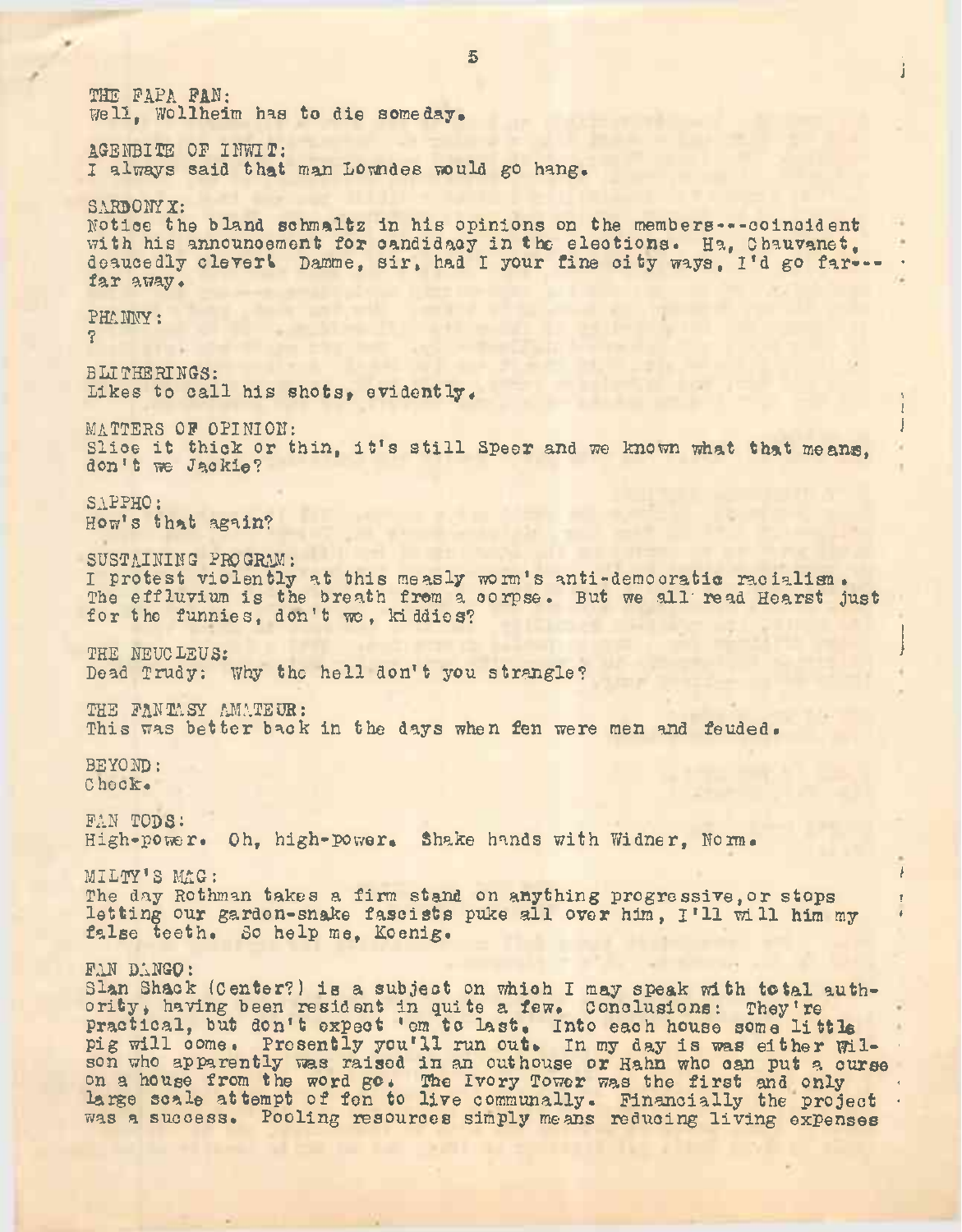THE FAPA FAN:
Well, Wollheim has to die someday.

AGENBITE OF INWIT:
I always said that man Lowndes would go hang.

SARDONYX:
Notice the bland schmaltz in his opinions on the members---coincident with his announcement for candidacy in the elections. Ha, Chauvanet, deaucedly clever! Damme, sir, had I your fine city ways, I'd go far---far away.

PHANNY:
?

BLITHERINGS:
Likes to call his shots, evidently.

MATTERS OF OPINION:
Slice it thick or thin, it's still Speer and we known what that means, don't we Jackie?

SAPPHO:
How's that again?

SUSTAINING PROGRAM:
I protest violently at this measly worm's anti-democratic racialism. The effluvium is the breath from a corpse. But we all read Hearst just for the funnies, don't we, kiddies?

THE NEUCLEUS:
Dead Trudy: Why the hell don't you strangle?

THE FANTASY AMATEUR:
This was better back in the days when fen were men and feuded.

BEYOND:
Check.

FAN TODS:
High-power. Oh, high-power. Shake hands with Widner, Norm.

MILTY'S MAG:
The day Rothman takes a firm stand on anything progressive, or stops letting our garden-snake fascists puke all over him, I'll will him my false teeth. So help me, Koenig.

FAN DANGO:
Slan Shack (Center?) is a subject on which I may speak with total authority, having been resident in quite a few. Conclusions: They're practical, but don't expect 'em to last. Into each house some little pig will come. Presently you'll run out. In my day is was either Wilson who apparently was raised in an outhouse or Hahn who can put a curse on a house from the word go. The Ivory Tower was the first and only large scale attempt of fen to live communally. Financially the project was a success. Pooling resources simply means reducing living expenses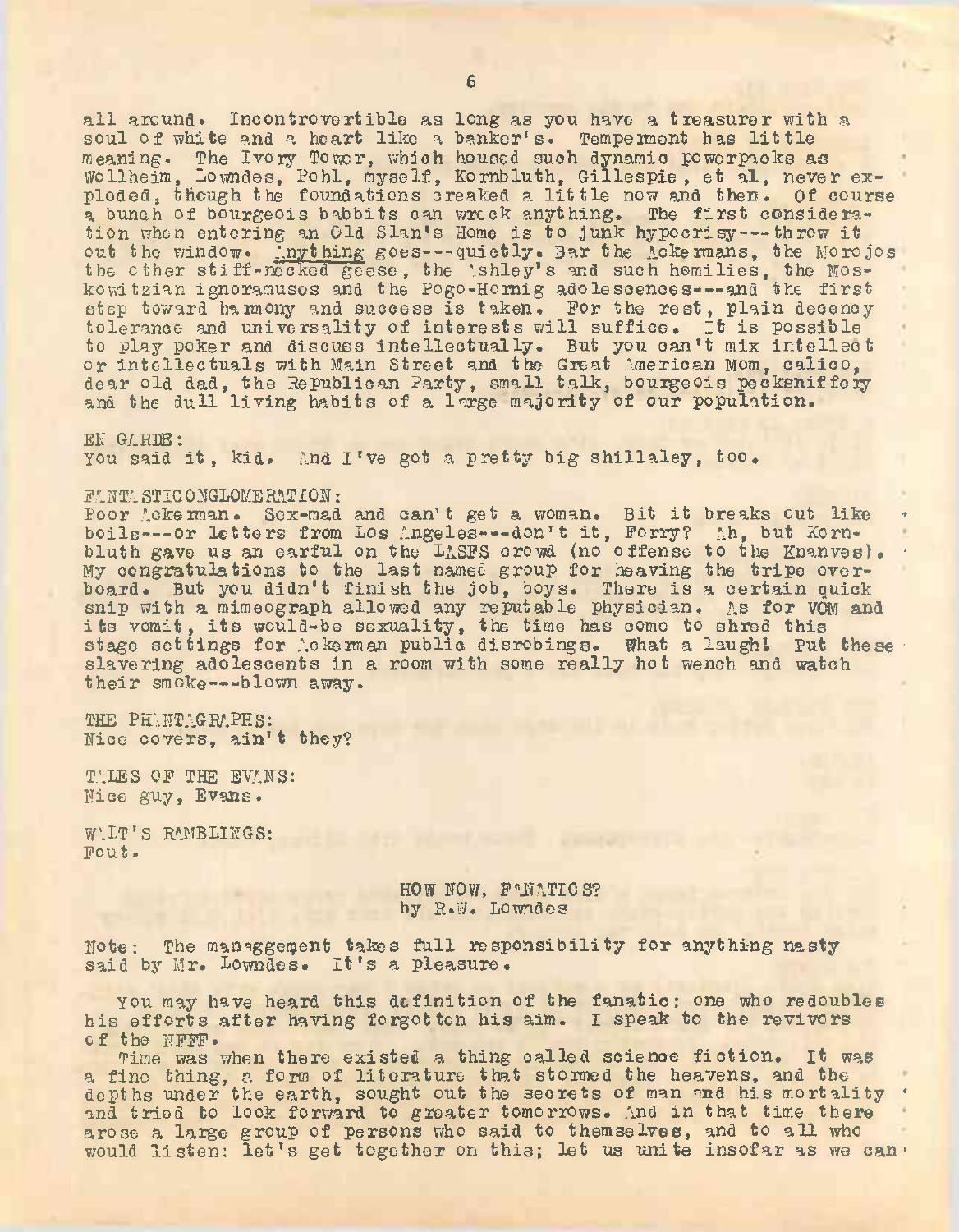all around. Incontrovertible as long as you have a treasurer with a soul of white and a heart like a banker's. Temperment has little meaning. The Ivory Tower, which housed such dynamic powerpacks as Wollheim, Lowndes, Pohl, myself, Kornbluth, Gillespie, et al, never exploded, though the foundations creaked a little now and then. Of course a bunch of bourgeois babbits can wreck anything. The first consideration when entering an Old Slan's Home is to junk hypocrisy---throw it out the window. Anything goes---quietly. Bar the Ackermans, the Morojos the other stiff-necked geese, the Ashley's and such homilies, the Moskowitzian ignoramuses and the Pogo-Hornig adolescences---and the first step toward harmony and success is taken. For the rest, plain decency tolerance and universality of interests will suffice. It is possible to play poker and discuss intellectually. But you can't mix intellect or intellectuals with Main Street and the Great American Mom, calico, dear old dad, the Republican Party, small talk, bourgeois pecksniffery and the dull living habits of a large majority of our population.

EN GARDE:
You said it, kid. And I've got a pretty big shillaley, too.

FANTASTICONGLOMERATION:
Poor Ackerman. Sex-mad and can't get a woman. Bit it breaks out like boils---or letters from Los Angeles---don't it, Forry? Ah, but Kornbluth gave us an earful on the LASFS crowd (no offense to the Knanves). My congratulations to the last named group for heaving the tripe overboard. But you didn't finish the job, boys. There is a certain quick snip with a mimeograph allowed any reputable physician. As for VOM and its vomit, its would-be sexuality, the time has come to shred this stage settings for Ackerman public disrobings. What a laugh! Put these slavering adolescents in a room with some really hot wench and watch their smoke---blown away.

THE PHANTAGRAPHS:
Nice covers, ain't they?

TALES OF THE EVANS:
Nice guy, Evans.

WALT'S RAMBLINGS:
Fout.

## HOW NOW, FANATICS?
by R.W. Lowndes

Note: The managgement takes full responsibility for anything nasty said by Mr. Lowndes. It's a pleasure.

You may have heard this definition of the fanatic: one who redoubles his efforts after having forgotten his aim. I speak to the revivors of the NFFF.

Time was when there existed a thing called science fiction. It was a fine thing, a form of literature that stormed the heavens, and the depths under the earth, sought out the secrets of man and his mortality and tried to look forward to greater tomorrows. And in that time there arose a large group of persons who said to themselves, and to all who would listen: let's get together on this; let us unite insofar as we can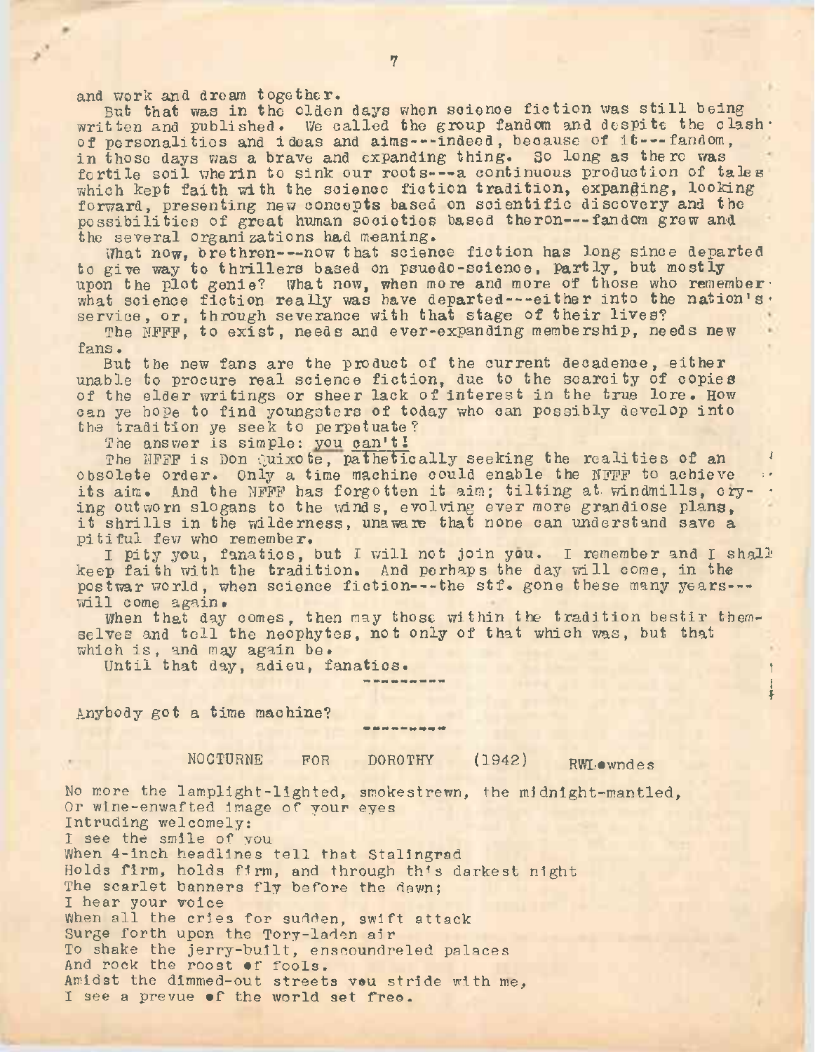and work and dream together.

But that was in the olden days when science fiction was still being written and published. We called the group fandom and despite the clash of personalities and ideas and aims---indeed, because of it---fandom, in those days was a brave and expanding thing. So long as there was fertile soil wherin to sink our roots---a continuous production of tales which kept faith with the science fiction tradition, expanding, looking forward, presenting new concepts based on scientific discovery and the possibilities of great human societies based theron---fandom grew and the several organizations had meaning.

What now, brethren---now that science fiction has long since departed to give way to thrillers based on psuedo-science, partly, but mostly upon the plot genie? What now, when more and more of those who remember what science fiction really was have departed---either into the nation's service, or, through severance with that stage of their lives?

The NFFF, to exist, needs and ever-expanding membership, needs new fans.

But the new fans are the product of the current decadence, either unable to procure real science fiction, due to the scarcity of copies of the elder writings or sheer lack of interest in the true lore. How can ye hope to find youngsters of today who can possibly develop into the tradition ye seek to perpetuate?

The answer is simple: you can't!

The NFFF is Don Quixote, pathetically seeking the realities of an obsolete order. Only a time machine could enable the NFFF to achieve its aim. And the NFFF has forgotten it aim; tilting at windmills, crying outworn slogans to the winds, evolving ever more grandiose plans, it shrills in the wilderness, unaware that none can understand save a pitiful few who remember.

I pity you, fanatics, but I will not join you. I remember and I shall keep faith with the tradition. And perhaps the day will come, in the postwar world, when science fiction---the stf. gone these many years---will come again.

When that day comes, then may those within the tradition bestir themselves and tell the neophytes, not only of that which was, but that which is, and may again be.

Until that day, adieu, fanatics.

---------

Anybody got a time machine?

---------

NOCTURNE FOR DOROTHY (1942) RWLowndes

No more the lamplight-lighted, smokestrewn, the midnight-mantled,
Or wine-enwafted image of your eyes
Intruding welcomely:
I see the smile of you
When 4-inch headlines tell that Stalingrad
Holds firm, holds firm, and through this darkest night
The scarlet banners fly before the dawn;
I hear your voice
When all the cries for sudden, swift attack
Surge forth upon the Tory-laden air
To shake the jerry-built, enscoundreled palaces
And rock the roost of fools.
Amidst the dimmed-out streets you stride with me,
I see a prevue of the world set free.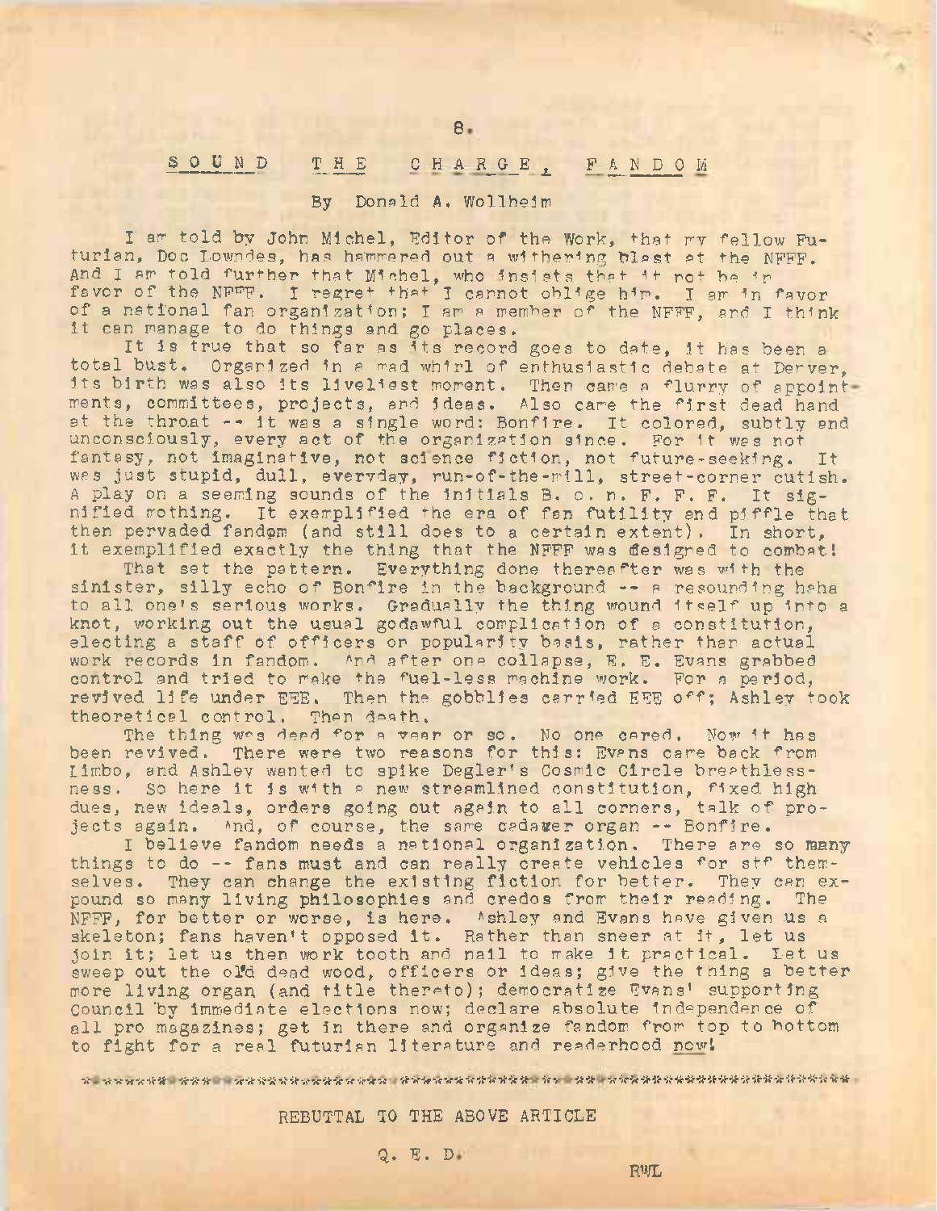## SOUND THE CHARGE, FANDOM

By Donald A. Wollheim

I am told by John Michel, Editor of the Work, that my fellow Futurian, Doc Lowndes, has hammered out a withering blast at the NFFF. And I am told further that Michel, who insists that it not be in favor of the NFFF. I regret that I cannot oblige him. I am in favor of a national fan organization; I am a member of the NFFF, and I think it can manage to do things and go places.

It is true that so far as its record goes to date, it has been a total bust. Organized in a mad whirl of enthusiastic debate at Denver, its birth was also its liveliest moment. Then came a flurry of appointments, committees, projects, and ideas. Also came the first dead hand at the throat -- it was a single word: Bonfire. It colored, subtly and unconsciously, every act of the organization since. For it was not fantasy, not imaginative, not science fiction, not future-seeking. It was just stupid, dull, everyday, run-of-the-mill, street-corner cutish. A play on a seeming sounds of the initials B. o. n. F. F. F. It signified nothing. It exemplified the era of fan futility and piffle that then pervaded fandom (and still does to a certain extent). In short, it exemplified exactly the thing that the NFFF was designed to combat!

That set the pattern. Everything done thereafter was with the sinister, silly echo of Bonfire in the background -- a resounding haha to all one's serious works. Gradually the thing wound itself up into a knot, working out the usual godawful complication of a constitution, electing a staff of officers on popularity basis, rather than actual work records in fandom. And after one collapse, E. E. Evans grabbed control and tried to make the fuel-less machine work. For a period, revived life under EEE. Then the gobblies carried EEE off; Ashley took theoretical control. Then death.

The thing was dead for a year or so. No one cared. Now it has been revived. There were two reasons for this: Evans came back from Limbo, and Ashley wanted to spike Degler's Cosmic Circle breathlessness. So here it is with a new streamlined constitution, fixed high dues, new ideals, orders going out again to all corners, talk of projects again. And, of course, the same cadaver organ -- Bonfire.

I believe fandom needs a national organization. There are so many things to do -- fans must and can really create vehicles for stf themselves. They can change the existing fiction for better. They can expound so many living philosophies and credos from their reading. The NFFF, for better or worse, is here. Ashley and Evans have given us a skeleton; fans haven't opposed it. Rather than sneer at it, let us join it; let us then work tooth and nail to make it practical. Let us sweep out the old dead wood, officers or ideas; give the thing a better more living organ (and title thereto); democratize Evans' supporting Council by immediate elections now; declare absolute independence of all pro magazines; get in there and organize fandom from top to bottom to fight for a real futurian literature and readerhood <u>now</u>!

***************************************************************************

REBUTTAL TO THE ABOVE ARTICLE

Q. E. D.

RWL